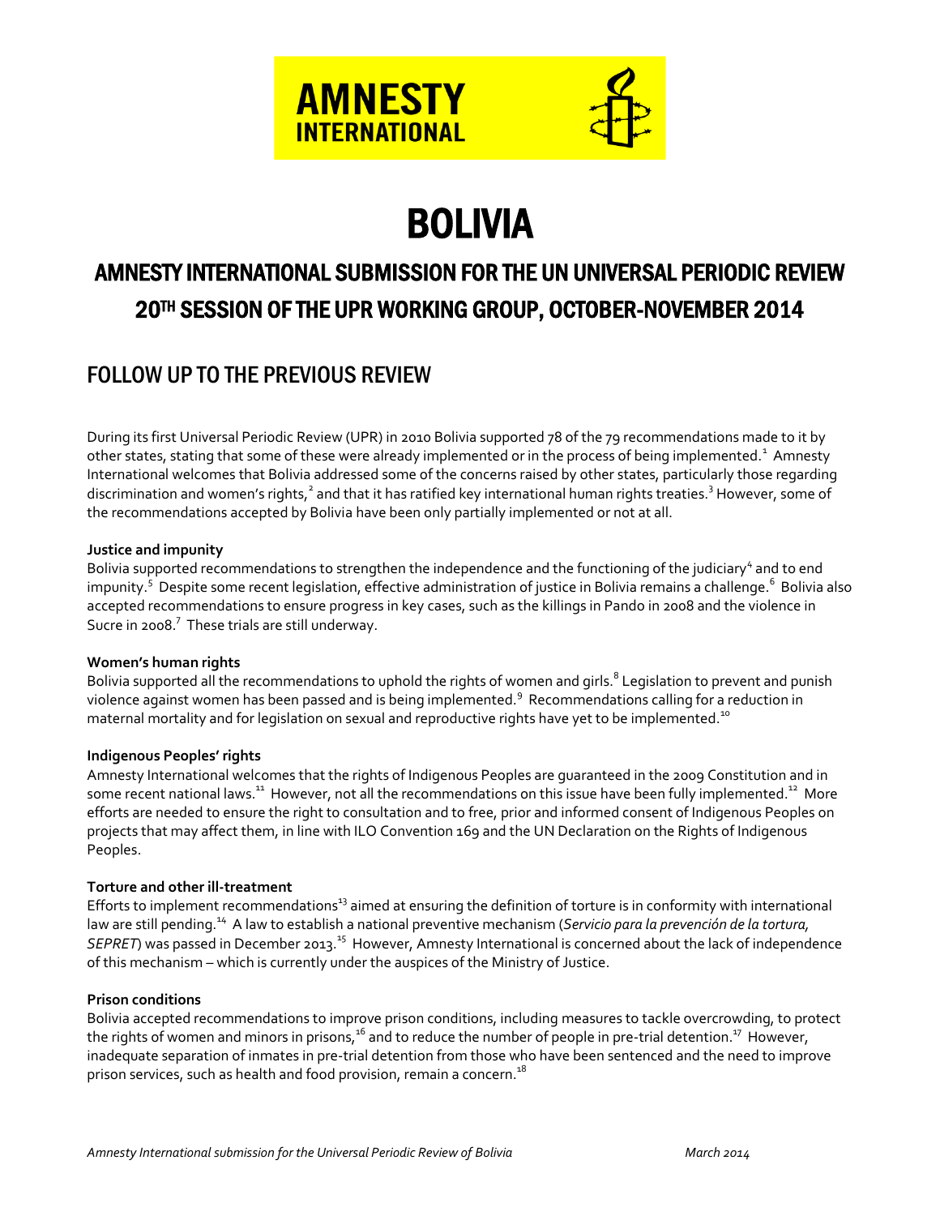AMNESTY INTERNATIONAL

# BOLIVIA

## AMNESTY INTERNATIONAL SUBMISSION FOR THE UN UNIVERSAL PERIODIC REVIEW 20TH SESSION OF THE UPR WORKING GROUP, OCTOBER-NOVEMBER 2014

## FOLLOW UP TO THE PREVIOUS REVIEW

During its first Universal Periodic Review (UPR) in 2010 Bolivia supported 78 of the 79 recommendations made to it by other states, stating that some of these were already implemented or in the process of being implemented.[1] Amnesty International welcomes that Bolivia addressed some of the concerns raised by other states, particularly those regarding discrimination and women's rights,[2] and that it has ratified key international human rights treaties.[3] However, some of the recommendations accepted by Bolivia have been only partially implemented or not at all.

**Justice and impunity**

Bolivia supported recommendations to strengthen the independence and the functioning of the judiciary[4] and to end impunity.[5] Despite some recent legislation, effective administration of justice in Bolivia remains a challenge.[6] Bolivia also accepted recommendations to ensure progress in key cases, such as the killings in Pando in 2008 and the violence in Sucre in 2008.[7] These trials are still underway.

**Women's human rights**

Bolivia supported all the recommendations to uphold the rights of women and girls.[8] Legislation to prevent and punish violence against women has been passed and is being implemented.[9] Recommendations calling for a reduction in maternal mortality and for legislation on sexual and reproductive rights have yet to be implemented.[10]

**Indigenous Peoples' rights**

Amnesty International welcomes that the rights of Indigenous Peoples are guaranteed in the 2009 Constitution and in some recent national laws.[11] However, not all the recommendations on this issue have been fully implemented.[12] More efforts are needed to ensure the right to consultation and to free, prior and informed consent of Indigenous Peoples on projects that may affect them, in line with ILO Convention 169 and the UN Declaration on the Rights of Indigenous Peoples.

**Torture and other ill-treatment**

Efforts to implement recommendations[13] aimed at ensuring the definition of torture is in conformity with international law are still pending.[14] A law to establish a national preventive mechanism (*Servicio para la prevención de la tortura, SEPRET*) was passed in December 2013.[15] However, Amnesty International is concerned about the lack of independence of this mechanism – which is currently under the auspices of the Ministry of Justice.

**Prison conditions**

Bolivia accepted recommendations to improve prison conditions, including measures to tackle overcrowding, to protect the rights of women and minors in prisons,[16] and to reduce the number of people in pre-trial detention.[17] However, inadequate separation of inmates in pre-trial detention from those who have been sentenced and the need to improve prison services, such as health and food provision, remain a concern.[18]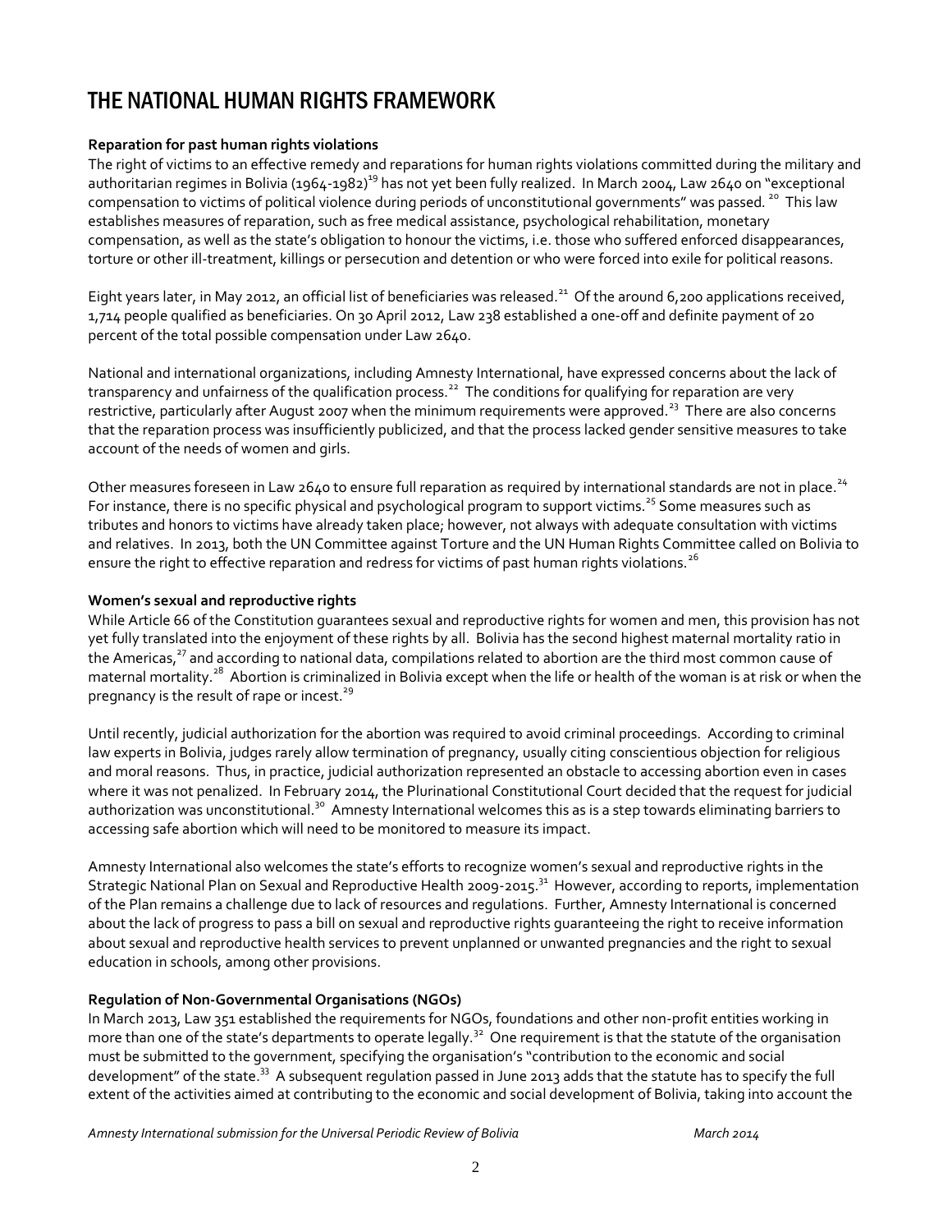# THE NATIONAL HUMAN RIGHTS FRAMEWORK

**Reparation for past human rights violations**

The right of victims to an effective remedy and reparations for human rights violations committed during the military and authoritarian regimes in Bolivia (1964-1982)[19] has not yet been fully realized. In March 2004, Law 2640 on "exceptional compensation to victims of political violence during periods of unconstitutional governments" was passed.[20] This law establishes measures of reparation, such as free medical assistance, psychological rehabilitation, monetary compensation, as well as the state's obligation to honour the victims, i.e. those who suffered enforced disappearances, torture or other ill-treatment, killings or persecution and detention or who were forced into exile for political reasons.

Eight years later, in May 2012, an official list of beneficiaries was released.[21] Of the around 6,200 applications received, 1,714 people qualified as beneficiaries. On 30 April 2012, Law 238 established a one-off and definite payment of 20 percent of the total possible compensation under Law 2640.

National and international organizations, including Amnesty International, have expressed concerns about the lack of transparency and unfairness of the qualification process.[22] The conditions for qualifying for reparation are very restrictive, particularly after August 2007 when the minimum requirements were approved.[23] There are also concerns that the reparation process was insufficiently publicized, and that the process lacked gender sensitive measures to take account of the needs of women and girls.

Other measures foreseen in Law 2640 to ensure full reparation as required by international standards are not in place.[24] For instance, there is no specific physical and psychological program to support victims.[25] Some measures such as tributes and honors to victims have already taken place; however, not always with adequate consultation with victims and relatives. In 2013, both the UN Committee against Torture and the UN Human Rights Committee called on Bolivia to ensure the right to effective reparation and redress for victims of past human rights violations.[26]

**Women's sexual and reproductive rights**

While Article 66 of the Constitution guarantees sexual and reproductive rights for women and men, this provision has not yet fully translated into the enjoyment of these rights by all. Bolivia has the second highest maternal mortality ratio in the Americas,[27] and according to national data, compilations related to abortion are the third most common cause of maternal mortality.[28] Abortion is criminalized in Bolivia except when the life or health of the woman is at risk or when the pregnancy is the result of rape or incest.[29]

Until recently, judicial authorization for the abortion was required to avoid criminal proceedings. According to criminal law experts in Bolivia, judges rarely allow termination of pregnancy, usually citing conscientious objection for religious and moral reasons. Thus, in practice, judicial authorization represented an obstacle to accessing abortion even in cases where it was not penalized. In February 2014, the Plurinational Constitutional Court decided that the request for judicial authorization was unconstitutional.[30] Amnesty International welcomes this as is a step towards eliminating barriers to accessing safe abortion which will need to be monitored to measure its impact.

Amnesty International also welcomes the state's efforts to recognize women's sexual and reproductive rights in the Strategic National Plan on Sexual and Reproductive Health 2009-2015.[31] However, according to reports, implementation of the Plan remains a challenge due to lack of resources and regulations. Further, Amnesty International is concerned about the lack of progress to pass a bill on sexual and reproductive rights guaranteeing the right to receive information about sexual and reproductive health services to prevent unplanned or unwanted pregnancies and the right to sexual education in schools, among other provisions.

**Regulation of Non-Governmental Organisations (NGOs)**

In March 2013, Law 351 established the requirements for NGOs, foundations and other non-profit entities working in more than one of the state's departments to operate legally.[32] One requirement is that the statute of the organisation must be submitted to the government, specifying the organisation's "contribution to the economic and social development" of the state.[33] A subsequent regulation passed in June 2013 adds that the statute has to specify the full extent of the activities aimed at contributing to the economic and social development of Bolivia, taking into account the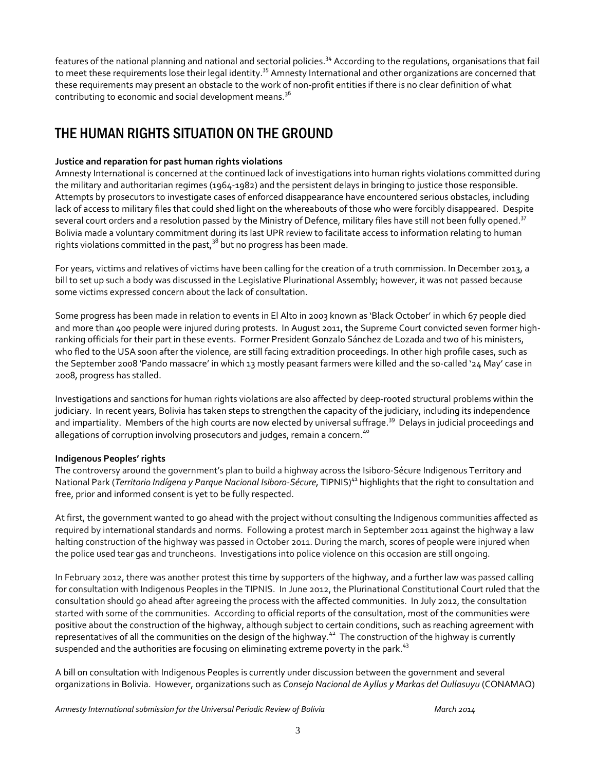features of the national planning and national and sectorial policies.[34] According to the regulations, organisations that fail to meet these requirements lose their legal identity.[35] Amnesty International and other organizations are concerned that these requirements may present an obstacle to the work of non-profit entities if there is no clear definition of what contributing to economic and social development means.[36]

# THE HUMAN RIGHTS SITUATION ON THE GROUND

**Justice and reparation for past human rights violations**

Amnesty International is concerned at the continued lack of investigations into human rights violations committed during the military and authoritarian regimes (1964-1982) and the persistent delays in bringing to justice those responsible. Attempts by prosecutors to investigate cases of enforced disappearance have encountered serious obstacles, including lack of access to military files that could shed light on the whereabouts of those who were forcibly disappeared. Despite several court orders and a resolution passed by the Ministry of Defence, military files have still not been fully opened.[37] Bolivia made a voluntary commitment during its last UPR review to facilitate access to information relating to human rights violations committed in the past,[38] but no progress has been made.

For years, victims and relatives of victims have been calling for the creation of a truth commission. In December 2013, a bill to set up such a body was discussed in the Legislative Plurinational Assembly; however, it was not passed because some victims expressed concern about the lack of consultation.

Some progress has been made in relation to events in El Alto in 2003 known as 'Black October' in which 67 people died and more than 400 people were injured during protests. In August 2011, the Supreme Court convicted seven former high-ranking officials for their part in these events. Former President Gonzalo Sánchez de Lozada and two of his ministers, who fled to the USA soon after the violence, are still facing extradition proceedings. In other high profile cases, such as the September 2008 'Pando massacre' in which 13 mostly peasant farmers were killed and the so-called '24 May' case in 2008, progress has stalled.

Investigations and sanctions for human rights violations are also affected by deep-rooted structural problems within the judiciary. In recent years, Bolivia has taken steps to strengthen the capacity of the judiciary, including its independence and impartiality. Members of the high courts are now elected by universal suffrage.[39] Delays in judicial proceedings and allegations of corruption involving prosecutors and judges, remain a concern.[40]

**Indigenous Peoples' rights**

The controversy around the government's plan to build a highway across the Isiboro-Sécure Indigenous Territory and National Park (*Territorio Indígena y Parque Nacional Isiboro-Sécure*, TIPNIS)[41] highlights that the right to consultation and free, prior and informed consent is yet to be fully respected.

At first, the government wanted to go ahead with the project without consulting the Indigenous communities affected as required by international standards and norms. Following a protest march in September 2011 against the highway a law halting construction of the highway was passed in October 2011. During the march, scores of people were injured when the police used tear gas and truncheons. Investigations into police violence on this occasion are still ongoing.

In February 2012, there was another protest this time by supporters of the highway, and a further law was passed calling for consultation with Indigenous Peoples in the TIPNIS. In June 2012, the Plurinational Constitutional Court ruled that the consultation should go ahead after agreeing the process with the affected communities. In July 2012, the consultation started with some of the communities. According to official reports of the consultation, most of the communities were positive about the construction of the highway, although subject to certain conditions, such as reaching agreement with representatives of all the communities on the design of the highway.[42] The construction of the highway is currently suspended and the authorities are focusing on eliminating extreme poverty in the park.[43]

A bill on consultation with Indigenous Peoples is currently under discussion between the government and several organizations in Bolivia. However, organizations such as *Consejo Nacional de Ayllus y Markas del Qullasuyu* (CONAMAQ)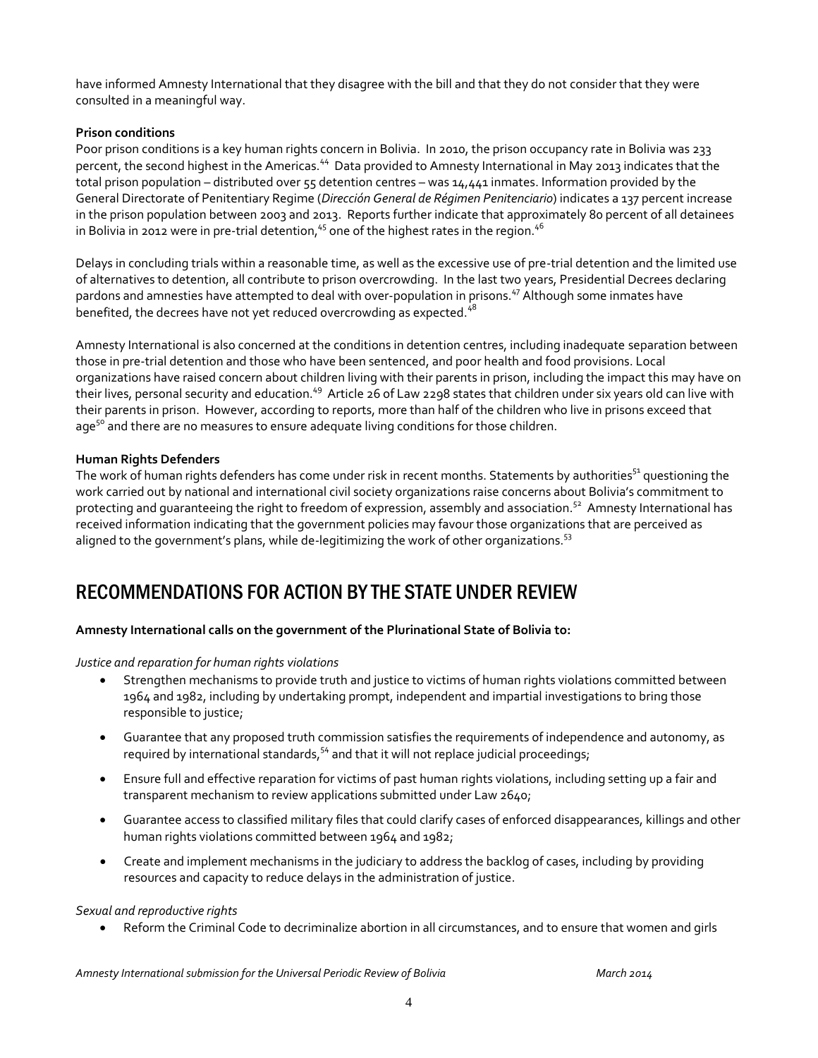have informed Amnesty International that they disagree with the bill and that they do not consider that they were consulted in a meaningful way.

**Prison conditions**

Poor prison conditions is a key human rights concern in Bolivia. In 2010, the prison occupancy rate in Bolivia was 233 percent, the second highest in the Americas.[44] Data provided to Amnesty International in May 2013 indicates that the total prison population – distributed over 55 detention centres – was 14,441 inmates. Information provided by the General Directorate of Penitentiary Regime (*Dirección General de Régimen Penitenciario*) indicates a 137 percent increase in the prison population between 2003 and 2013. Reports further indicate that approximately 80 percent of all detainees in Bolivia in 2012 were in pre-trial detention,[45] one of the highest rates in the region.[46]

Delays in concluding trials within a reasonable time, as well as the excessive use of pre-trial detention and the limited use of alternatives to detention, all contribute to prison overcrowding. In the last two years, Presidential Decrees declaring pardons and amnesties have attempted to deal with over-population in prisons.[47] Although some inmates have benefited, the decrees have not yet reduced overcrowding as expected.[48]

Amnesty International is also concerned at the conditions in detention centres, including inadequate separation between those in pre-trial detention and those who have been sentenced, and poor health and food provisions. Local organizations have raised concern about children living with their parents in prison, including the impact this may have on their lives, personal security and education.[49] Article 26 of Law 2298 states that children under six years old can live with their parents in prison. However, according to reports, more than half of the children who live in prisons exceed that age[50] and there are no measures to ensure adequate living conditions for those children.

**Human Rights Defenders**

The work of human rights defenders has come under risk in recent months. Statements by authorities[51] questioning the work carried out by national and international civil society organizations raise concerns about Bolivia's commitment to protecting and guaranteeing the right to freedom of expression, assembly and association.[52] Amnesty International has received information indicating that the government policies may favour those organizations that are perceived as aligned to the government's plans, while de-legitimizing the work of other organizations.[53]

## RECOMMENDATIONS FOR ACTION BY THE STATE UNDER REVIEW

**Amnesty International calls on the government of the Plurinational State of Bolivia to:**

*Justice and reparation for human rights violations*

- Strengthen mechanisms to provide truth and justice to victims of human rights violations committed between 1964 and 1982, including by undertaking prompt, independent and impartial investigations to bring those responsible to justice;
- Guarantee that any proposed truth commission satisfies the requirements of independence and autonomy, as required by international standards,[54] and that it will not replace judicial proceedings;
- Ensure full and effective reparation for victims of past human rights violations, including setting up a fair and transparent mechanism to review applications submitted under Law 2640;
- Guarantee access to classified military files that could clarify cases of enforced disappearances, killings and other human rights violations committed between 1964 and 1982;
- Create and implement mechanisms in the judiciary to address the backlog of cases, including by providing resources and capacity to reduce delays in the administration of justice.

*Sexual and reproductive rights*

- Reform the Criminal Code to decriminalize abortion in all circumstances, and to ensure that women and girls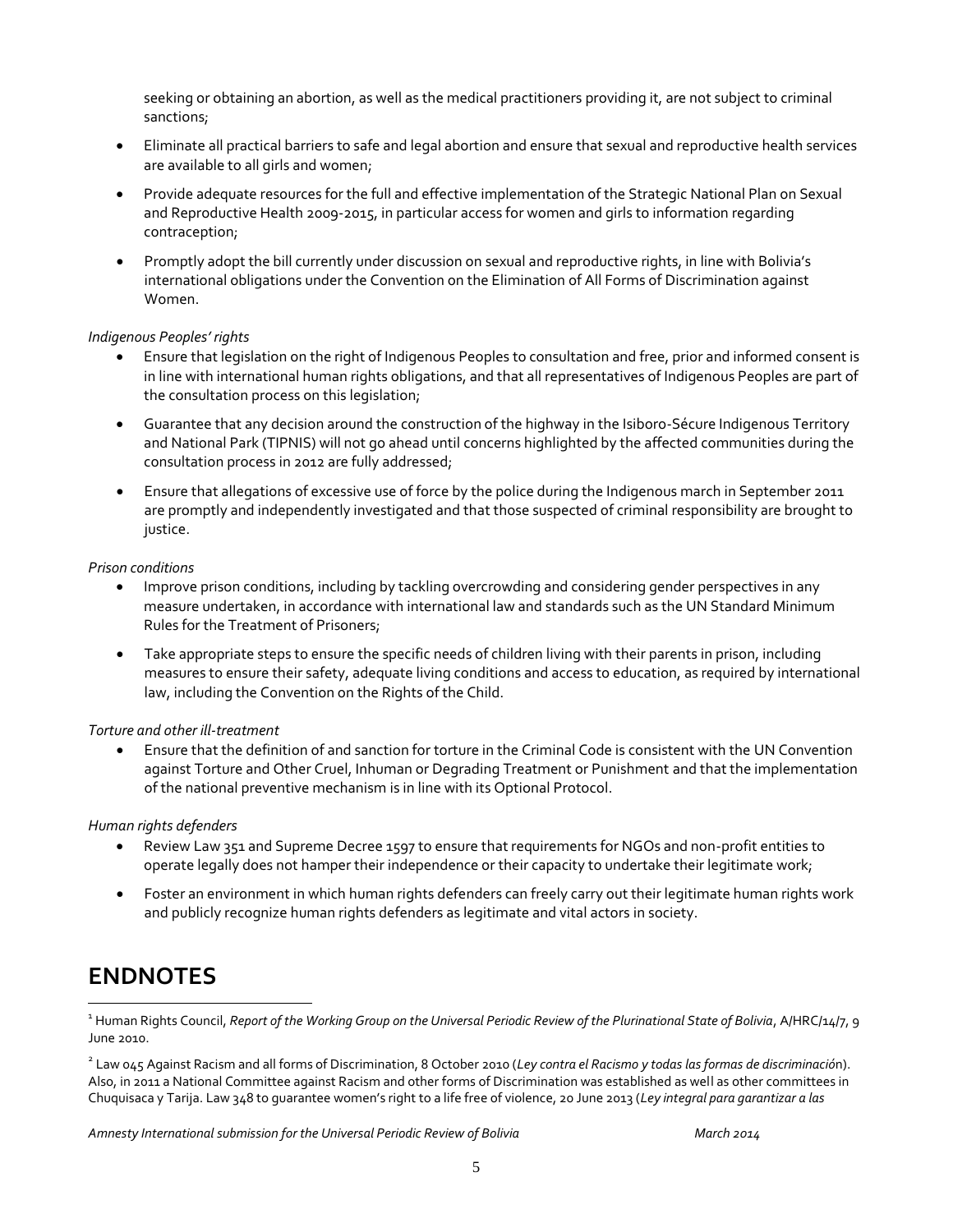seeking or obtaining an abortion, as well as the medical practitioners providing it, are not subject to criminal sanctions;

- Eliminate all practical barriers to safe and legal abortion and ensure that sexual and reproductive health services are available to all girls and women;
- Provide adequate resources for the full and effective implementation of the Strategic National Plan on Sexual and Reproductive Health 2009-2015, in particular access for women and girls to information regarding contraception;
- Promptly adopt the bill currently under discussion on sexual and reproductive rights, in line with Bolivia's international obligations under the Convention on the Elimination of All Forms of Discrimination against Women.

*Indigenous Peoples' rights*

- Ensure that legislation on the right of Indigenous Peoples to consultation and free, prior and informed consent is in line with international human rights obligations, and that all representatives of Indigenous Peoples are part of the consultation process on this legislation;
- Guarantee that any decision around the construction of the highway in the Isiboro-Sécure Indigenous Territory and National Park (TIPNIS) will not go ahead until concerns highlighted by the affected communities during the consultation process in 2012 are fully addressed;
- Ensure that allegations of excessive use of force by the police during the Indigenous march in September 2011 are promptly and independently investigated and that those suspected of criminal responsibility are brought to justice.

*Prison conditions*

- Improve prison conditions, including by tackling overcrowding and considering gender perspectives in any measure undertaken, in accordance with international law and standards such as the UN Standard Minimum Rules for the Treatment of Prisoners;
- Take appropriate steps to ensure the specific needs of children living with their parents in prison, including measures to ensure their safety, adequate living conditions and access to education, as required by international law, including the Convention on the Rights of the Child.

*Torture and other ill-treatment*

- Ensure that the definition of and sanction for torture in the Criminal Code is consistent with the UN Convention against Torture and Other Cruel, Inhuman or Degrading Treatment or Punishment and that the implementation of the national preventive mechanism is in line with its Optional Protocol.

*Human rights defenders*

- Review Law 351 and Supreme Decree 1597 to ensure that requirements for NGOs and non-profit entities to operate legally does not hamper their independence or their capacity to undertake their legitimate work;
- Foster an environment in which human rights defenders can freely carry out their legitimate human rights work and publicly recognize human rights defenders as legitimate and vital actors in society.

# ENDNOTES

[1] Human Rights Council, *Report of the Working Group on the Universal Periodic Review of the Plurinational State of Bolivia*, A/HRC/14/7, 9 June 2010.

[2] Law 045 Against Racism and all forms of Discrimination, 8 October 2010 (*Ley contra el Racismo y todas las formas de discriminación*). Also, in 2011 a National Committee against Racism and other forms of Discrimination was established as well as other committees in Chuquisaca y Tarija. Law 348 to guarantee women's right to a life free of violence, 20 June 2013 (*Ley integral para garantizar a las*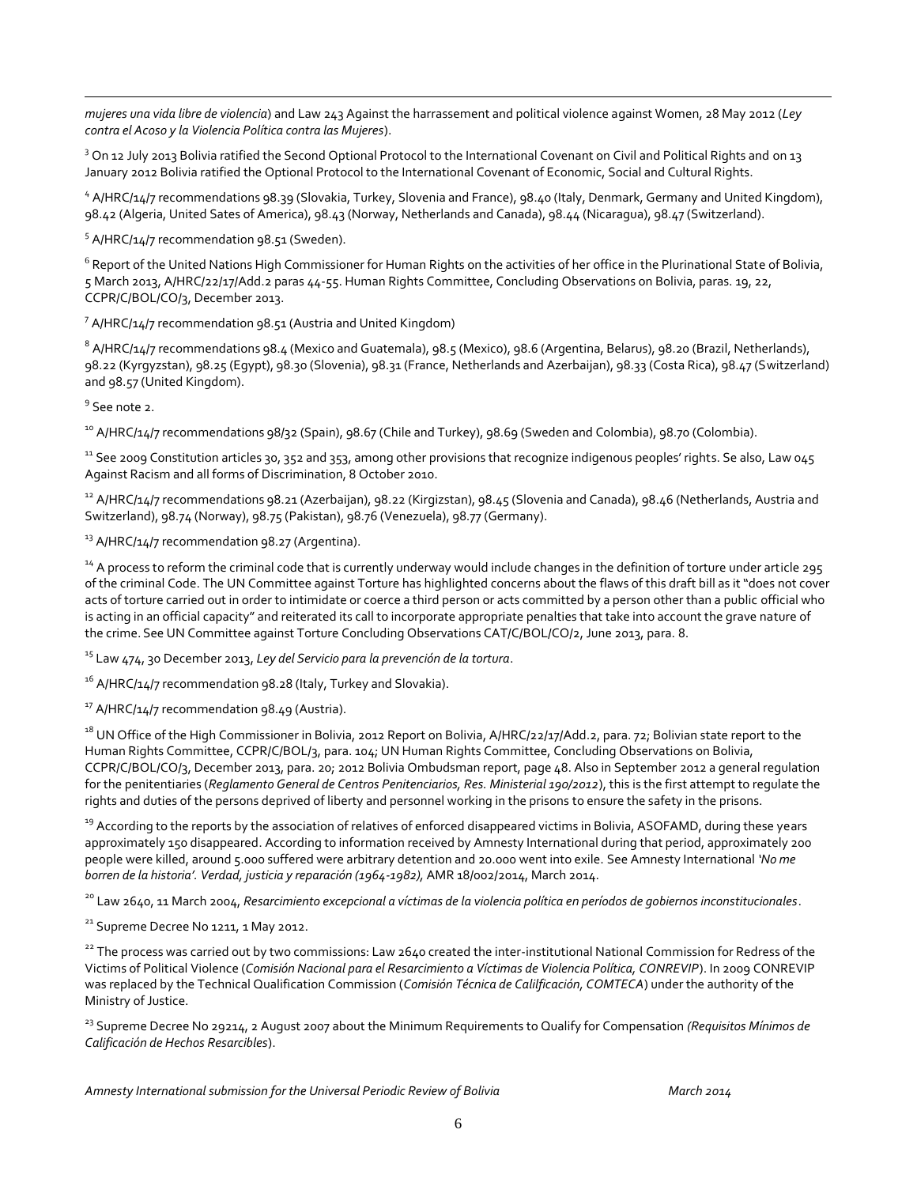*mujeres una vida libre de violencia*) and Law 243 Against the harrassement and political violence against Women, 28 May 2012 (*Ley contra el Acoso y la Violencia Política contra las Mujeres*).

[3] On 12 July 2013 Bolivia ratified the Second Optional Protocol to the International Covenant on Civil and Political Rights and on 13 January 2012 Bolivia ratified the Optional Protocol to the International Covenant of Economic, Social and Cultural Rights.

[4] A/HRC/14/7 recommendations 98.39 (Slovakia, Turkey, Slovenia and France), 98.40 (Italy, Denmark, Germany and United Kingdom), 98.42 (Algeria, United Sates of America), 98.43 (Norway, Netherlands and Canada), 98.44 (Nicaragua), 98.47 (Switzerland).

[5] A/HRC/14/7 recommendation 98.51 (Sweden).

[6] Report of the United Nations High Commissioner for Human Rights on the activities of her office in the Plurinational State of Bolivia, 5 March 2013, A/HRC/22/17/Add.2 paras 44-55. Human Rights Committee, Concluding Observations on Bolivia, paras. 19, 22, CCPR/C/BOL/CO/3, December 2013.

[7] A/HRC/14/7 recommendation 98.51 (Austria and United Kingdom)

[8] A/HRC/14/7 recommendations 98.4 (Mexico and Guatemala), 98.5 (Mexico), 98.6 (Argentina, Belarus), 98.20 (Brazil, Netherlands), 98.22 (Kyrgyzstan), 98.25 (Egypt), 98.30 (Slovenia), 98.31 (France, Netherlands and Azerbaijan), 98.33 (Costa Rica), 98.47 (Switzerland) and 98.57 (United Kingdom).

[9] See note 2.

[10] A/HRC/14/7 recommendations 98/32 (Spain), 98.67 (Chile and Turkey), 98.69 (Sweden and Colombia), 98.70 (Colombia).

[11] See 2009 Constitution articles 30, 352 and 353, among other provisions that recognize indigenous peoples' rights. Se also, Law 045 Against Racism and all forms of Discrimination, 8 October 2010.

[12] A/HRC/14/7 recommendations 98.21 (Azerbaijan), 98.22 (Kirgizstan), 98.45 (Slovenia and Canada), 98.46 (Netherlands, Austria and Switzerland), 98.74 (Norway), 98.75 (Pakistan), 98.76 (Venezuela), 98.77 (Germany).

[13] A/HRC/14/7 recommendation 98.27 (Argentina).

[14] A process to reform the criminal code that is currently underway would include changes in the definition of torture under article 295 of the criminal Code. The UN Committee against Torture has highlighted concerns about the flaws of this draft bill as it "does not cover acts of torture carried out in order to intimidate or coerce a third person or acts committed by a person other than a public official who is acting in an official capacity" and reiterated its call to incorporate appropriate penalties that take into account the grave nature of the crime. See UN Committee against Torture Concluding Observations CAT/C/BOL/CO/2, June 2013, para. 8.

[15] Law 474, 30 December 2013, *Ley del Servicio para la prevención de la tortura*.

[16] A/HRC/14/7 recommendation 98.28 (Italy, Turkey and Slovakia).

[17] A/HRC/14/7 recommendation 98.49 (Austria).

[18] UN Office of the High Commissioner in Bolivia, 2012 Report on Bolivia, A/HRC/22/17/Add.2, para. 72; Bolivian state report to the Human Rights Committee, CCPR/C/BOL/3, para. 104; UN Human Rights Committee, Concluding Observations on Bolivia, CCPR/C/BOL/CO/3, December 2013, para. 20; 2012 Bolivia Ombudsman report, page 48. Also in September 2012 a general regulation for the penitentiaries (*Reglamento General de Centros Penitenciarios, Res. Ministerial 190/2012*), this is the first attempt to regulate the rights and duties of the persons deprived of liberty and personnel working in the prisons to ensure the safety in the prisons.

[19] According to the reports by the association of relatives of enforced disappeared victims in Bolivia, ASOFAMD, during these years approximately 150 disappeared. According to information received by Amnesty International during that period, approximately 200 people were killed, around 5.000 suffered were arbitrary detention and 20.000 went into exile. See Amnesty International *'No me borren de la historia'. Verdad, justicia y reparación (1964-1982),* AMR 18/002/2014, March 2014.

[20] Law 2640, 11 March 2004, *Resarcimiento excepcional a víctimas de la violencia política en períodos de gobiernos inconstitucionales*.

[21] Supreme Decree No 1211, 1 May 2012.

[22] The process was carried out by two commissions: Law 2640 created the inter-institutional National Commission for Redress of the Victims of Political Violence (*Comisión Nacional para el Resarcimiento a Víctimas de Violencia Política, CONREVIP*). In 2009 CONREVIP was replaced by the Technical Qualification Commission (*Comisión Técnica de Calilficación, COMTECA*) under the authority of the Ministry of Justice.

[23] Supreme Decree No 29214, 2 August 2007 about the Minimum Requirements to Qualify for Compensation *(Requisitos Mínimos de Calificación de Hechos Resarcibles*).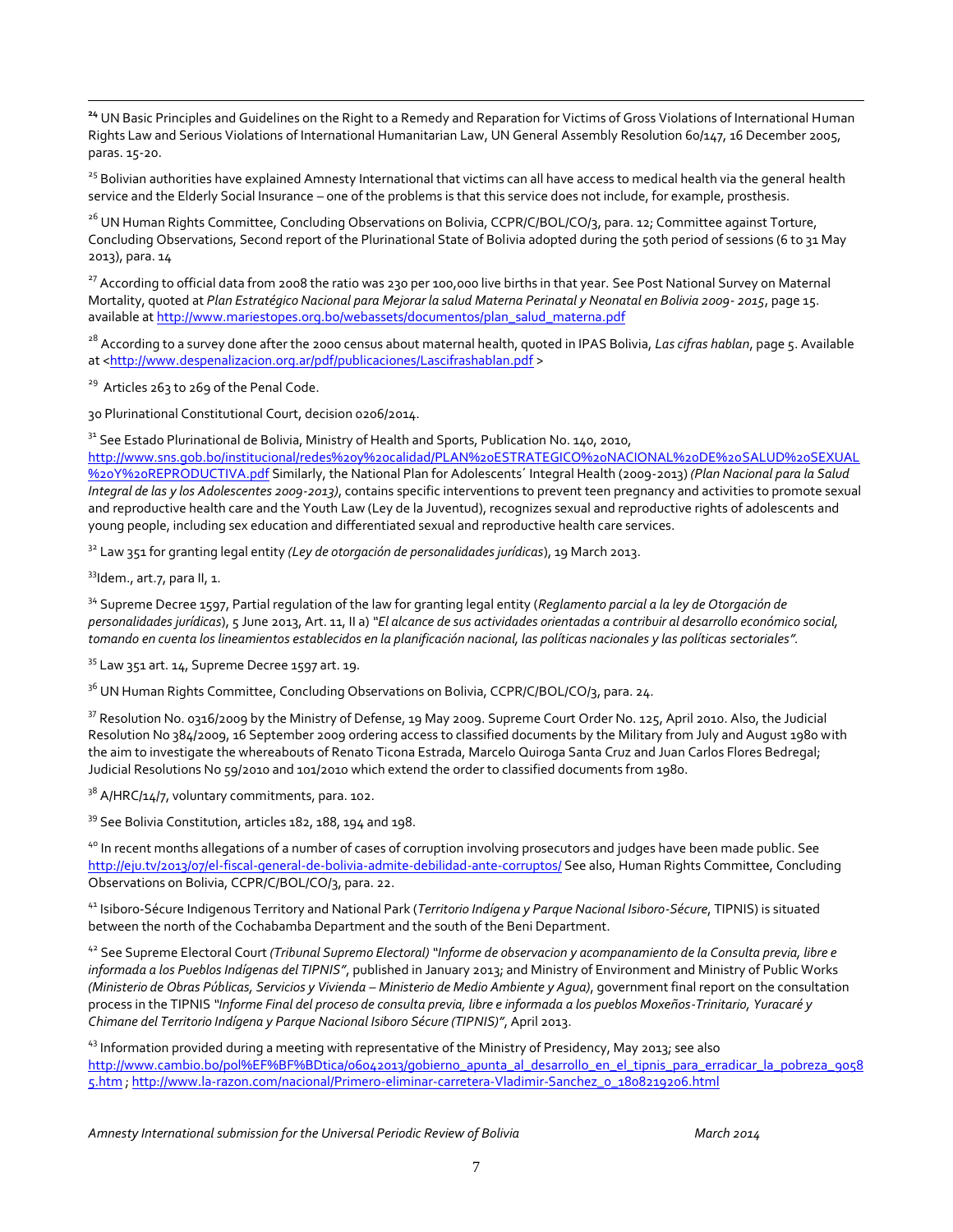[24] UN Basic Principles and Guidelines on the Right to a Remedy and Reparation for Victims of Gross Violations of International Human Rights Law and Serious Violations of International Humanitarian Law, UN General Assembly Resolution 60/147, 16 December 2005, paras. 15-20.

[25] Bolivian authorities have explained Amnesty International that victims can all have access to medical health via the general health service and the Elderly Social Insurance – one of the problems is that this service does not include, for example, prosthesis.

[26] UN Human Rights Committee, Concluding Observations on Bolivia, CCPR/C/BOL/CO/3, para. 12; Committee against Torture, Concluding Observations, Second report of the Plurinational State of Bolivia adopted during the 50th period of sessions (6 to 31 May 2013), para. 14

[27] According to official data from 2008 the ratio was 230 per 100,000 live births in that year. See Post National Survey on Maternal Mortality, quoted at *Plan Estratégico Nacional para Mejorar la salud Materna Perinatal y Neonatal en Bolivia 2009- 2015*, page 15. available at http://www.mariestopes.org.bo/webassets/documentos/plan_salud_materna.pdf

[28] According to a survey done after the 2000 census about maternal health, quoted in IPAS Bolivia, *Las cifras hablan*, page 5. Available at <http://www.despenalizacion.org.ar/pdf/publicaciones/Lascifrashablan.pdf >

[29] Articles 263 to 269 of the Penal Code.

30 Plurinational Constitutional Court, decision 0206/2014.

[31] See Estado Plurinational de Bolivia, Ministry of Health and Sports, Publication No. 140, 2010, http://www.sns.gob.bo/institucional/redes%20y%20calidad/PLAN%20ESTRATEGICO%20NACIONAL%20DE%20SALUD%20SEXUAL%20Y%20REPRODUCTIVA.pdf Similarly, the National Plan for Adolescents´ Integral Health (2009-2013) *(Plan Nacional para la Salud Integral de las y los Adolescentes 2009-2013)*, contains specific interventions to prevent teen pregnancy and activities to promote sexual and reproductive health care and the Youth Law (Ley de la Juventud), recognizes sexual and reproductive rights of adolescents and young people, including sex education and differentiated sexual and reproductive health care services.

[32] Law 351 for granting legal entity *(Ley de otorgación de personalidades jurídicas)*, 19 March 2013.

[33] Idem., art.7, para II, 1.

[34] Supreme Decree 1597, Partial regulation of the law for granting legal entity (*Reglamento parcial a la ley de Otorgación de personalidades jurídicas*), 5 June 2013, Art. 11, II a) *"El alcance de sus actividades orientadas a contribuir al desarrollo económico social, tomando en cuenta los lineamientos establecidos en la planificación nacional, las políticas nacionales y las políticas sectoriales".*

[35] Law 351 art. 14, Supreme Decree 1597 art. 19.

[36] UN Human Rights Committee, Concluding Observations on Bolivia, CCPR/C/BOL/CO/3, para. 24.

[37] Resolution No. 0316/2009 by the Ministry of Defense, 19 May 2009. Supreme Court Order No. 125, April 2010. Also, the Judicial Resolution No 384/2009, 16 September 2009 ordering access to classified documents by the Military from July and August 1980 with the aim to investigate the whereabouts of Renato Ticona Estrada, Marcelo Quiroga Santa Cruz and Juan Carlos Flores Bedregal; Judicial Resolutions No 59/2010 and 101/2010 which extend the order to classified documents from 1980.

[38] A/HRC/14/7, voluntary commitments, para. 102.

[39] See Bolivia Constitution, articles 182, 188, 194 and 198.

[40] In recent months allegations of a number of cases of corruption involving prosecutors and judges have been made public. See http://eju.tv/2013/07/el-fiscal-general-de-bolivia-admite-debilidad-ante-corruptos/ See also, Human Rights Committee, Concluding Observations on Bolivia, CCPR/C/BOL/CO/3, para. 22.

[41] Isiboro-Sécure Indigenous Territory and National Park (*Territorio Indígena y Parque Nacional Isiboro-Sécure*, TIPNIS) is situated between the north of the Cochabamba Department and the south of the Beni Department.

[42] See Supreme Electoral Court *(Tribunal Supremo Electoral) "Informe de observacion y acompanamiento de la Consulta previa, libre e informada a los Pueblos Indígenas del TIPNIS"*, published in January 2013; and Ministry of Environment and Ministry of Public Works *(Ministerio de Obras Públicas, Servicios y Vivienda – Ministerio de Medio Ambiente y Agua)*, government final report on the consultation process in the TIPNIS *"Informe Final del proceso de consulta previa, libre e informada a los pueblos Moxeños-Trinitario, Yuracaré y Chimane del Territorio Indígena y Parque Nacional Isiboro Sécure (TIPNIS)"*, April 2013.

[43] Information provided during a meeting with representative of the Ministry of Presidency, May 2013; see also http://www.cambio.bo/pol%EF%BF%BDtica/06042013/gobierno_apunta_al_desarrollo_en_el_tipnis_para_erradicar_la_pobreza_90585.htm ; http://www.la-razon.com/nacional/Primero-eliminar-carretera-Vladimir-Sanchez_0_1808219206.html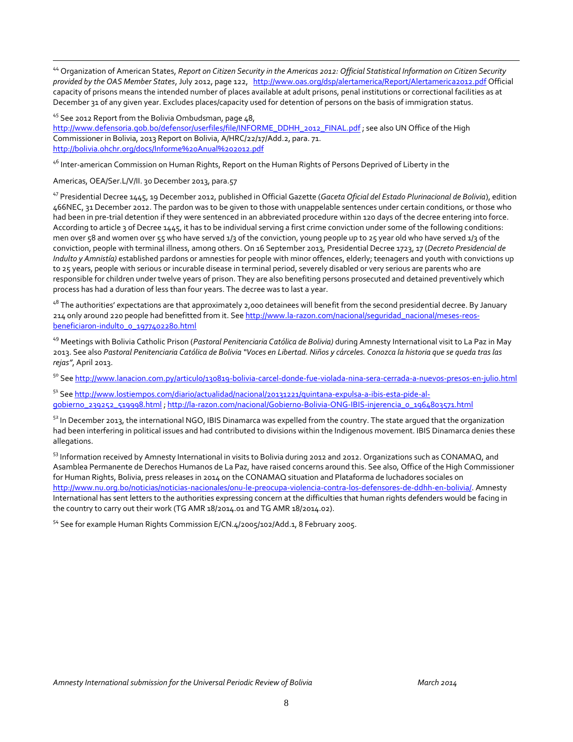[44] Organization of American States, *Report on Citizen Security in the Americas 2012: Official Statistical Information on Citizen Security provided by the OAS Member States*, July 2012, page 122, http://www.oas.org/dsp/alertamerica/Report/Alertamerica2012.pdf Official capacity of prisons means the intended number of places available at adult prisons, penal institutions or correctional facilities as at December 31 of any given year. Excludes places/capacity used for detention of persons on the basis of immigration status.

[45] See 2012 Report from the Bolivia Ombudsman, page 48, http://www.defensoria.gob.bo/defensor/userfiles/file/INFORME_DDHH_2012_FINAL.pdf ; see also UN Office of the High Commissioner in Bolivia, 2013 Report on Bolivia, A/HRC/22/17/Add.2, para. 71. http://bolivia.ohchr.org/docs/Informe%20Anual%202012.pdf

[46] Inter-american Commission on Human Rights, Report on the Human Rights of Persons Deprived of Liberty in the

Americas, OEA/Ser.L/V/II. 30 December 2013, para.57

[47] Presidential Decree 1445, 19 December 2012, published in Official Gazette (*Gaceta Oficial del Estado Plurinacional de Bolivia*), edition 466NEC, 31 December 2012. The pardon was to be given to those with unappelable sentences under certain conditions, or those who had been in pre-trial detention if they were sentenced in an abbreviated procedure within 120 days of the decree entering into force. According to article 3 of Decree 1445, it has to be individual serving a first crime conviction under some of the following conditions: men over 58 and women over 55 who have served 1/3 of the conviction, young people up to 25 year old who have served 1/3 of the conviction, people with terminal illness, among others. On 16 September 2013, Presidential Decree 1723, 17 (*Decreto Presidencial de Indulto y Amnistía)* established pardons or amnesties for people with minor offences, elderly; teenagers and youth with convictions up to 25 years, people with serious or incurable disease in terminal period, severely disabled or very serious are parents who are responsible for children under twelve years of prison. They are also benefiting persons prosecuted and detained preventively which process has had a duration of less than four years. The decree was to last a year.

[48] The authorities' expectations are that approximately 2,000 detainees will benefit from the second presidential decree. By January 214 only around 220 people had benefitted from it. See http://www.la-razon.com/nacional/seguridad_nacional/meses-reos-beneficiaron-indulto_0_1977402280.html

[49] Meetings with Bolivia Catholic Prison (*Pastoral Penitenciaria Católica de Bolivia)* during Amnesty International visit to La Paz in May 2013. See also *Pastoral Penitenciaria Católica de Bolivia "Voces en Libertad. Niños y cárceles. Conozca la historia que se queda tras las rejas"*, April 2013.

[50] See http://www.lanacion.com.py/articulo/130819-bolivia-carcel-donde-fue-violada-nina-sera-cerrada-a-nuevos-presos-en-julio.html

[51] See http://www.lostiempos.com/diario/actualidad/nacional/20131221/quintana-expulsa-a-ibis-esta-pide-al-gobierno_239252_519998.html ; http://la-razon.com/nacional/Gobierno-Bolivia-ONG-IBIS-injerencia_0_1964803571.html

[52] In December 2013, the international NGO, IBIS Dinamarca was expelled from the country. The state argued that the organization had been interfering in political issues and had contributed to divisions within the Indigenous movement. IBIS Dinamarca denies these allegations.

[53] Information received by Amnesty International in visits to Bolivia during 2012 and 2012. Organizations such as CONAMAQ, and Asamblea Permanente de Derechos Humanos de La Paz, have raised concerns around this. See also, Office of the High Commissioner for Human Rights, Bolivia, press releases in 2014 on the CONAMAQ situation and Plataforma de luchadores sociales on http://www.nu.org.bo/noticias/noticias-nacionales/onu-le-preocupa-violencia-contra-los-defensores-de-ddhh-en-bolivia/. Amnesty International has sent letters to the authorities expressing concern at the difficulties that human rights defenders would be facing in the country to carry out their work (TG AMR 18/2014.01 and TG AMR 18/2014.02).

[54] See for example Human Rights Commission E/CN.4/2005/102/Add.1, 8 February 2005.